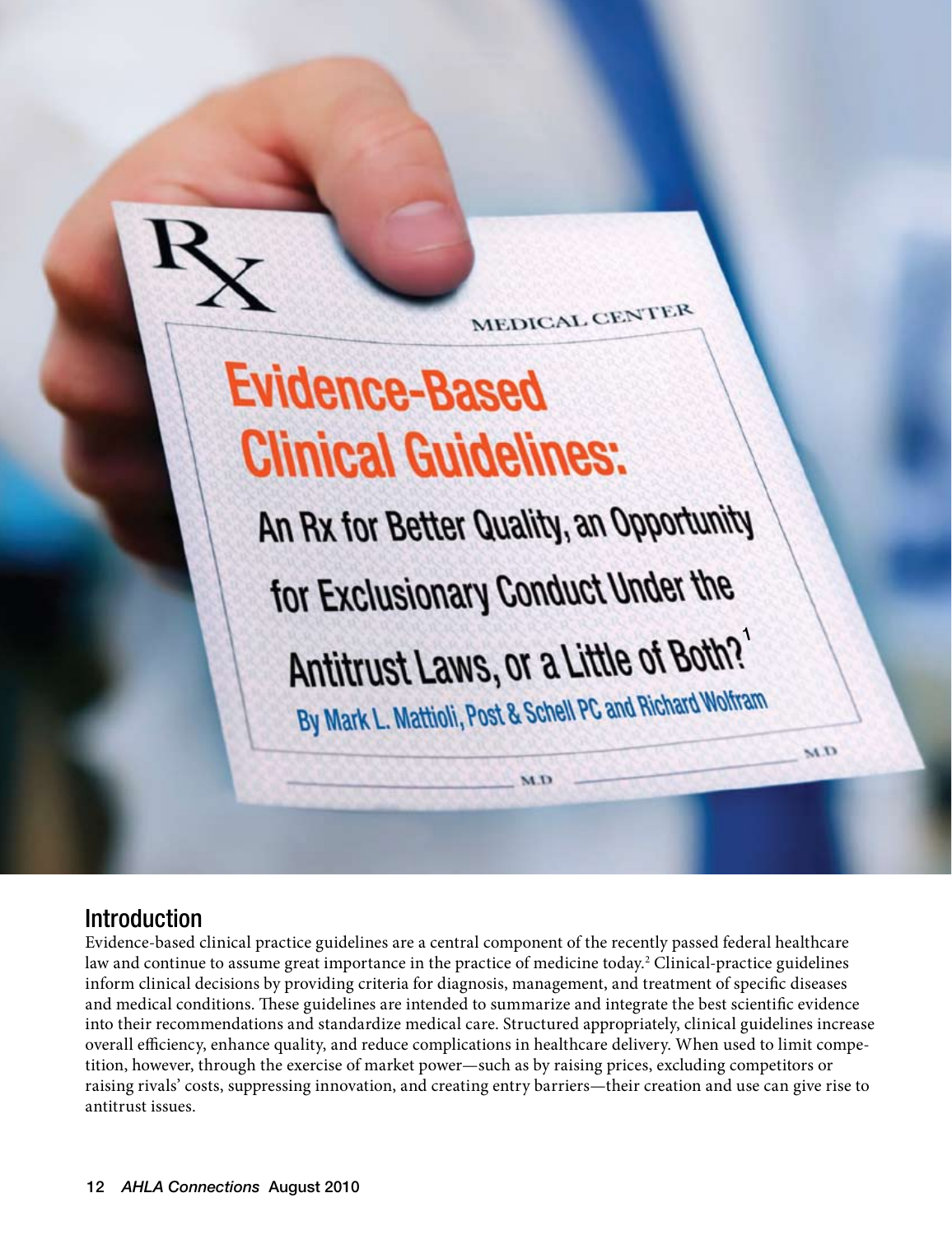# Evidence-Based Clinical Guidelines: An Rx for Better Quality, an Opportunity for Exclusionary Conduct Under the Antitrust Laws, or a Little of Both?[1]

**By Mark L. Mattioli, Post & Schell PC and Richard Wolfram**

## Introduction

Evidence-based clinical practice guidelines are a central component of the recently passed federal healthcare law and continue to assume great importance in the practice of medicine today.[2] Clinical-practice guidelines inform clinical decisions by providing criteria for diagnosis, management, and treatment of specific diseases and medical conditions. These guidelines are intended to summarize and integrate the best scientific evidence into their recommendations and standardize medical care. Structured appropriately, clinical guidelines increase overall efficiency, enhance quality, and reduce complications in healthcare delivery. When used to limit competition, however, through the exercise of market power—such as by raising prices, excluding competitors or raising rivals' costs, suppressing innovation, and creating entry barriers—their creation and use can give rise to antitrust issues.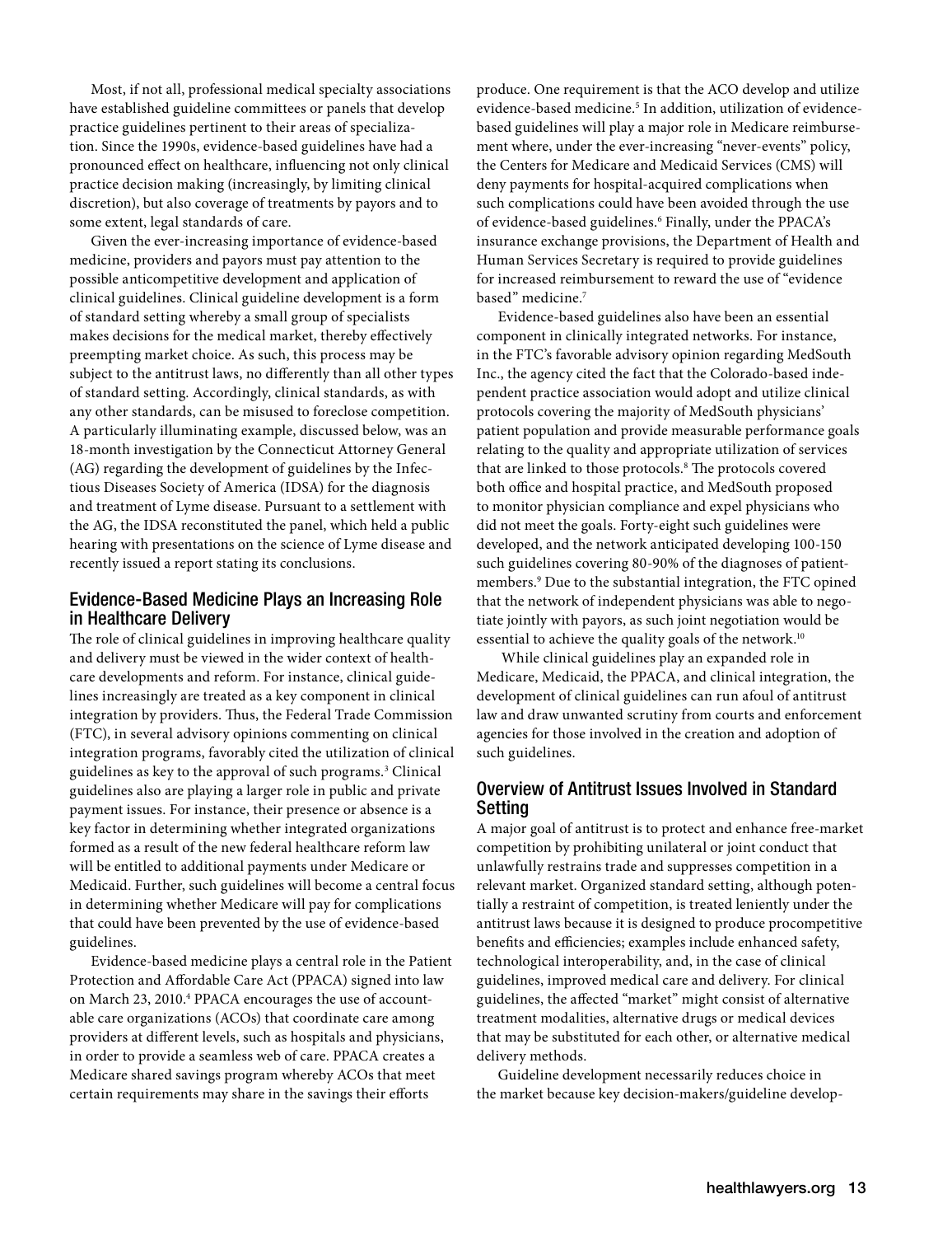Most, if not all, professional medical specialty associations have established guideline committees or panels that develop practice guidelines pertinent to their areas of specialization. Since the 1990s, evidence-based guidelines have had a pronounced effect on healthcare, influencing not only clinical practice decision making (increasingly, by limiting clinical discretion), but also coverage of treatments by payors and to some extent, legal standards of care.

Given the ever-increasing importance of evidence-based medicine, providers and payors must pay attention to the possible anticompetitive development and application of clinical guidelines. Clinical guideline development is a form of standard setting whereby a small group of specialists makes decisions for the medical market, thereby effectively preempting market choice. As such, this process may be subject to the antitrust laws, no differently than all other types of standard setting. Accordingly, clinical standards, as with any other standards, can be misused to foreclose competition. A particularly illuminating example, discussed below, was an 18-month investigation by the Connecticut Attorney General (AG) regarding the development of guidelines by the Infectious Diseases Society of America (IDSA) for the diagnosis and treatment of Lyme disease. Pursuant to a settlement with the AG, the IDSA reconstituted the panel, which held a public hearing with presentations on the science of Lyme disease and recently issued a report stating its conclusions.

## Evidence-Based Medicine Plays an Increasing Role in Healthcare Delivery

The role of clinical guidelines in improving healthcare quality and delivery must be viewed in the wider context of healthcare developments and reform. For instance, clinical guidelines increasingly are treated as a key component in clinical integration by providers. Thus, the Federal Trade Commission (FTC), in several advisory opinions commenting on clinical integration programs, favorably cited the utilization of clinical guidelines as key to the approval of such programs.[3] Clinical guidelines also are playing a larger role in public and private payment issues. For instance, their presence or absence is a key factor in determining whether integrated organizations formed as a result of the new federal healthcare reform law will be entitled to additional payments under Medicare or Medicaid. Further, such guidelines will become a central focus in determining whether Medicare will pay for complications that could have been prevented by the use of evidence-based guidelines.

Evidence-based medicine plays a central role in the Patient Protection and Affordable Care Act (PPACA) signed into law on March 23, 2010.[4] PPACA encourages the use of accountable care organizations (ACOs) that coordinate care among providers at different levels, such as hospitals and physicians, in order to provide a seamless web of care. PPACA creates a Medicare shared savings program whereby ACOs that meet certain requirements may share in the savings their efforts produce. One requirement is that the ACO develop and utilize evidence-based medicine.[5] In addition, utilization of evidence-based guidelines will play a major role in Medicare reimbursement where, under the ever-increasing "never-events" policy, the Centers for Medicare and Medicaid Services (CMS) will deny payments for hospital-acquired complications when such complications could have been avoided through the use of evidence-based guidelines.[6] Finally, under the PPACA's insurance exchange provisions, the Department of Health and Human Services Secretary is required to provide guidelines for increased reimbursement to reward the use of "evidence based" medicine.[7]

Evidence-based guidelines also have been an essential component in clinically integrated networks. For instance, in the FTC's favorable advisory opinion regarding MedSouth Inc., the agency cited the fact that the Colorado-based independent practice association would adopt and utilize clinical protocols covering the majority of MedSouth physicians' patient population and provide measurable performance goals relating to the quality and appropriate utilization of services that are linked to those protocols.[8] The protocols covered both office and hospital practice, and MedSouth proposed to monitor physician compliance and expel physicians who did not meet the goals. Forty-eight such guidelines were developed, and the network anticipated developing 100-150 such guidelines covering 80-90% of the diagnoses of patient-members.[9] Due to the substantial integration, the FTC opined that the network of independent physicians was able to negotiate jointly with payors, as such joint negotiation would be essential to achieve the quality goals of the network.[10]

While clinical guidelines play an expanded role in Medicare, Medicaid, the PPACA, and clinical integration, the development of clinical guidelines can run afoul of antitrust law and draw unwanted scrutiny from courts and enforcement agencies for those involved in the creation and adoption of such guidelines.

## Overview of Antitrust Issues Involved in Standard Setting

A major goal of antitrust is to protect and enhance free-market competition by prohibiting unilateral or joint conduct that unlawfully restrains trade and suppresses competition in a relevant market. Organized standard setting, although potentially a restraint of competition, is treated leniently under the antitrust laws because it is designed to produce procompetitive benefits and efficiencies; examples include enhanced safety, technological interoperability, and, in the case of clinical guidelines, improved medical care and delivery. For clinical guidelines, the affected "market" might consist of alternative treatment modalities, alternative drugs or medical devices that may be substituted for each other, or alternative medical delivery methods.

Guideline development necessarily reduces choice in the market because key decision-makers/guideline develop-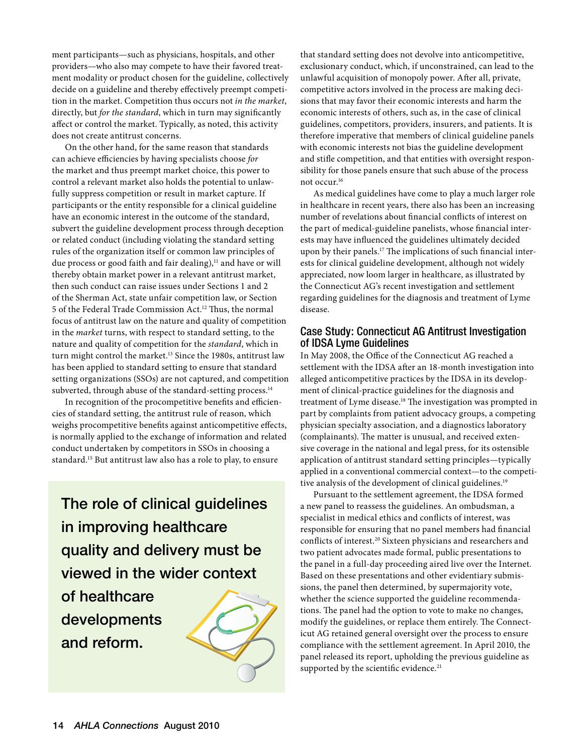ment participants—such as physicians, hospitals, and other providers—who also may compete to have their favored treatment modality or product chosen for the guideline, collectively decide on a guideline and thereby effectively preempt competition in the market. Competition thus occurs not *in the market*, directly, but *for the standard*, which in turn may significantly affect or control the market. Typically, as noted, this activity does not create antitrust concerns.

On the other hand, for the same reason that standards can achieve efficiencies by having specialists choose *for* the market and thus preempt market choice, this power to control a relevant market also holds the potential to unlawfully suppress competition or result in market capture. If participants or the entity responsible for a clinical guideline have an economic interest in the outcome of the standard, subvert the guideline development process through deception or related conduct (including violating the standard setting rules of the organization itself or common law principles of due process or good faith and fair dealing),[11] and have or will thereby obtain market power in a relevant antitrust market, then such conduct can raise issues under Sections 1 and 2 of the Sherman Act, state unfair competition law, or Section 5 of the Federal Trade Commission Act.[12] Thus, the normal focus of antitrust law on the nature and quality of competition in the *market* turns, with respect to standard setting, to the nature and quality of competition for the *standard*, which in turn might control the market.[13] Since the 1980s, antitrust law has been applied to standard setting to ensure that standard setting organizations (SSOs) are not captured, and competition subverted, through abuse of the standard-setting process.[14]

In recognition of the procompetitive benefits and efficiencies of standard setting, the antitrust rule of reason, which weighs procompetitive benefits against anticompetitive effects, is normally applied to the exchange of information and related conduct undertaken by competitors in SSOs in choosing a standard.[15] But antitrust law also has a role to play, to ensure that standard setting does not devolve into anticompetitive, exclusionary conduct, which, if unconstrained, can lead to the unlawful acquisition of monopoly power. After all, private, competitive actors involved in the process are making decisions that may favor their economic interests and harm the economic interests of others, such as, in the case of clinical guidelines, competitors, providers, insurers, and patients. It is therefore imperative that members of clinical guideline panels with economic interests not bias the guideline development and stifle competition, and that entities with oversight responsibility for those panels ensure that such abuse of the process not occur.[16]

> **The role of clinical guidelines in improving healthcare quality and delivery must be viewed in the wider context of healthcare developments and reform.**

As medical guidelines have come to play a much larger role in healthcare in recent years, there also has been an increasing number of revelations about financial conflicts of interest on the part of medical-guideline panelists, whose financial interests may have influenced the guidelines ultimately decided upon by their panels.[17] The implications of such financial interests for clinical guideline development, although not widely appreciated, now loom larger in healthcare, as illustrated by the Connecticut AG's recent investigation and settlement regarding guidelines for the diagnosis and treatment of Lyme disease.

## Case Study: Connecticut AG Antitrust Investigation of IDSA Lyme Guidelines

In May 2008, the Office of the Connecticut AG reached a settlement with the IDSA after an 18-month investigation into alleged anticompetitive practices by the IDSA in its development of clinical-practice guidelines for the diagnosis and treatment of Lyme disease.[18] The investigation was prompted in part by complaints from patient advocacy groups, a competing physician specialty association, and a diagnostics laboratory (complainants). The matter is unusual, and received extensive coverage in the national and legal press, for its ostensible application of antitrust standard setting principles—typically applied in a conventional commercial context—to the competitive analysis of the development of clinical guidelines.[19]

Pursuant to the settlement agreement, the IDSA formed a new panel to reassess the guidelines. An ombudsman, a specialist in medical ethics and conflicts of interest, was responsible for ensuring that no panel members had financial conflicts of interest.[20] Sixteen physicians and researchers and two patient advocates made formal, public presentations to the panel in a full-day proceeding aired live over the Internet. Based on these presentations and other evidentiary submissions, the panel then determined, by supermajority vote, whether the science supported the guideline recommendations. The panel had the option to vote to make no changes, modify the guidelines, or replace them entirely. The Connecticut AG retained general oversight over the process to ensure compliance with the settlement agreement. In April 2010, the panel released its report, upholding the previous guideline as supported by the scientific evidence.[21]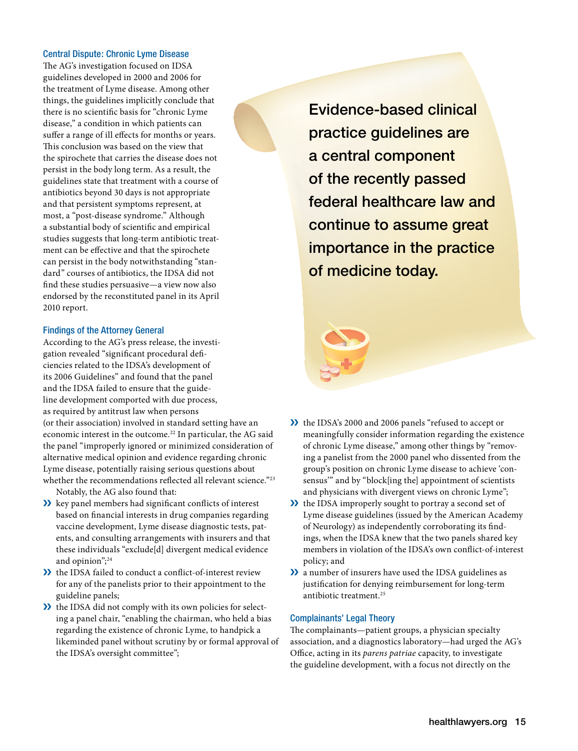### Central Dispute: Chronic Lyme Disease

The AG's investigation focused on IDSA guidelines developed in 2000 and 2006 for the treatment of Lyme disease. Among other things, the guidelines implicitly conclude that there is no scientific basis for "chronic Lyme disease," a condition in which patients can suffer a range of ill effects for months or years. This conclusion was based on the view that the spirochete that carries the disease does not persist in the body long term. As a result, the guidelines state that treatment with a course of antibiotics beyond 30 days is not appropriate and that persistent symptoms represent, at most, a "post-disease syndrome." Although a substantial body of scientific and empirical studies suggests that long-term antibiotic treatment can be effective and that the spirochete can persist in the body notwithstanding "standard" courses of antibiotics, the IDSA did not find these studies persuasive—a view now also endorsed by the reconstituted panel in its April 2010 report.

### Findings of the Attorney General

According to the AG's press release, the investigation revealed "significant procedural deficiencies related to the IDSA's development of its 2006 Guidelines" and found that the panel and the IDSA failed to ensure that the guideline development comported with due process, as required by antitrust law when persons (or their association) involved in standard setting have an economic interest in the outcome.[22] In particular, the AG said the panel "improperly ignored or minimized consideration of alternative medical opinion and evidence regarding chronic Lyme disease, potentially raising serious questions about whether the recommendations reflected all relevant science."[23]

Notably, the AG also found that:

- key panel members had significant conflicts of interest based on financial interests in drug companies regarding vaccine development, Lyme disease diagnostic tests, patents, and consulting arrangements with insurers and that these individuals "exclude[d] divergent medical evidence and opinion";[24]
- the IDSA failed to conduct a conflict-of-interest review for any of the panelists prior to their appointment to the guideline panels;
- the IDSA did not comply with its own policies for selecting a panel chair, "enabling the chairman, who held a bias regarding the existence of chronic Lyme, to handpick a likeminded panel without scrutiny by or formal approval of the IDSA's oversight committee";
- the IDSA's 2000 and 2006 panels "refused to accept or meaningfully consider information regarding the existence of chronic Lyme disease," among other things by "removing a panelist from the 2000 panel who dissented from the group's position on chronic Lyme disease to achieve 'consensus'" and by "block[ing the] appointment of scientists and physicians with divergent views on chronic Lyme";
- the IDSA improperly sought to portray a second set of Lyme disease guidelines (issued by the American Academy of Neurology) as independently corroborating its findings, when the IDSA knew that the two panels shared key members in violation of the IDSA's own conflict-of-interest policy; and
- a number of insurers have used the IDSA guidelines as justification for denying reimbursement for long-term antibiotic treatment.[25]

> Evidence-based clinical practice guidelines are a central component of the recently passed federal healthcare law and continue to assume great importance in the practice of medicine today.

### Complainants' Legal Theory

The complainants—patient groups, a physician specialty association, and a diagnostics laboratory—had urged the AG's Office, acting in its *parens patriae* capacity, to investigate the guideline development, with a focus not directly on the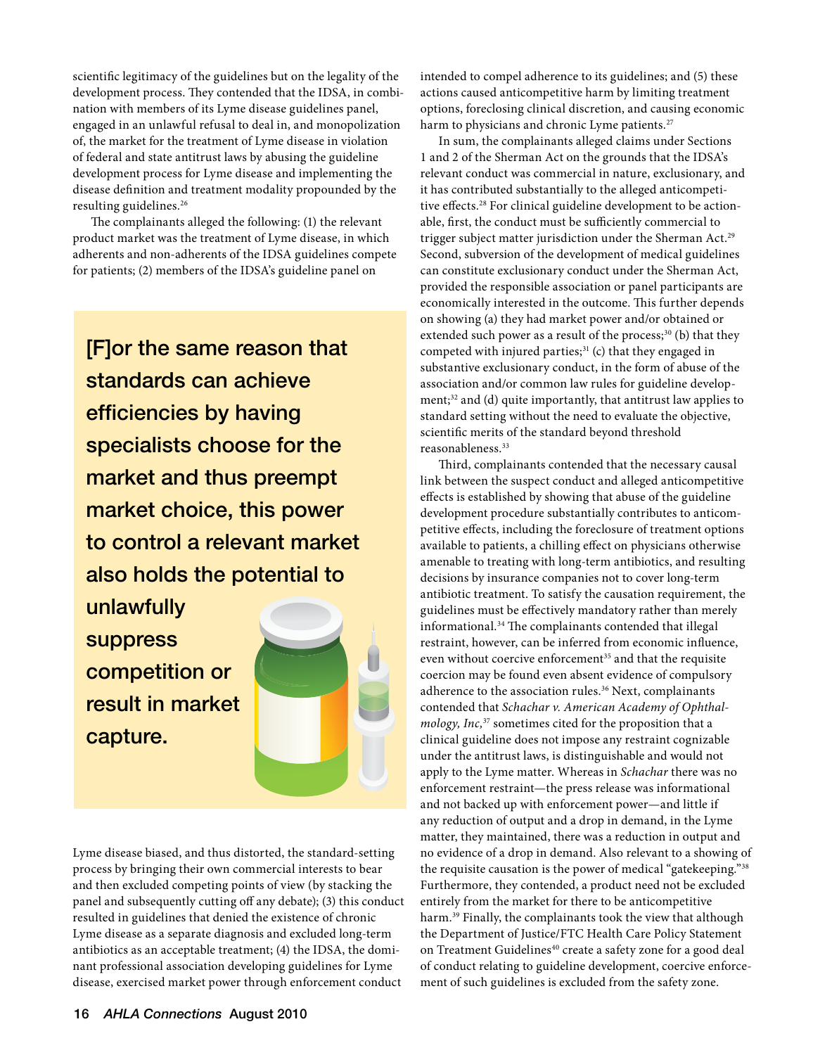scientific legitimacy of the guidelines but on the legality of the development process. They contended that the IDSA, in combination with members of its Lyme disease guidelines panel, engaged in an unlawful refusal to deal in, and monopolization of, the market for the treatment of Lyme disease in violation of federal and state antitrust laws by abusing the guideline development process for Lyme disease and implementing the disease definition and treatment modality propounded by the resulting guidelines.[26]

The complainants alleged the following: (1) the relevant product market was the treatment of Lyme disease, in which adherents and non-adherents of the IDSA guidelines compete for patients; (2) members of the IDSA's guideline panel on Lyme disease biased, and thus distorted, the standard-setting process by bringing their own commercial interests to bear and then excluded competing points of view (by stacking the panel and subsequently cutting off any debate); (3) this conduct resulted in guidelines that denied the existence of chronic Lyme disease as a separate diagnosis and excluded long-term antibiotics as an acceptable treatment; (4) the IDSA, the dominant professional association developing guidelines for Lyme disease, exercised market power through enforcement conduct intended to compel adherence to its guidelines; and (5) these actions caused anticompetitive harm by limiting treatment options, foreclosing clinical discretion, and causing economic harm to physicians and chronic Lyme patients.[27]

> **[F]or the same reason that standards can achieve efficiencies by having specialists choose for the market and thus preempt market choice, this power to control a relevant market also holds the potential to unlawfully suppress competition or result in market capture.**

In sum, the complainants alleged claims under Sections 1 and 2 of the Sherman Act on the grounds that the IDSA's relevant conduct was commercial in nature, exclusionary, and it has contributed substantially to the alleged anticompetitive effects.[28] For clinical guideline development to be actionable, first, the conduct must be sufficiently commercial to trigger subject matter jurisdiction under the Sherman Act.[29] Second, subversion of the development of medical guidelines can constitute exclusionary conduct under the Sherman Act, provided the responsible association or panel participants are economically interested in the outcome. This further depends on showing (a) they had market power and/or obtained or extended such power as a result of the process;[30] (b) that they competed with injured parties;[31] (c) that they engaged in substantive exclusionary conduct, in the form of abuse of the association and/or common law rules for guideline development;[32] and (d) quite importantly, that antitrust law applies to standard setting without the need to evaluate the objective, scientific merits of the standard beyond threshold reasonableness.[33]

Third, complainants contended that the necessary causal link between the suspect conduct and alleged anticompetitive effects is established by showing that abuse of the guideline development procedure substantially contributes to anticompetitive effects, including the foreclosure of treatment options available to patients, a chilling effect on physicians otherwise amenable to treating with long-term antibiotics, and resulting decisions by insurance companies not to cover long-term antibiotic treatment. To satisfy the causation requirement, the guidelines must be effectively mandatory rather than merely informational.[34] The complainants contended that illegal restraint, however, can be inferred from economic influence, even without coercive enforcement[35] and that the requisite coercion may be found even absent evidence of compulsory adherence to the association rules.[36] Next, complainants contended that *Schachar v. American Academy of Ophthalmology, Inc,*[37] sometimes cited for the proposition that a clinical guideline does not impose any restraint cognizable under the antitrust laws, is distinguishable and would not apply to the Lyme matter. Whereas in *Schachar* there was no enforcement restraint—the press release was informational and not backed up with enforcement power—and little if any reduction of output and a drop in demand, in the Lyme matter, they maintained, there was a reduction in output and no evidence of a drop in demand. Also relevant to a showing of the requisite causation is the power of medical "gatekeeping."[38] Furthermore, they contended, a product need not be excluded entirely from the market for there to be anticompetitive harm.[39] Finally, the complainants took the view that although the Department of Justice/FTC Health Care Policy Statement on Treatment Guidelines[40] create a safety zone for a good deal of conduct relating to guideline development, coercive enforcement of such guidelines is excluded from the safety zone.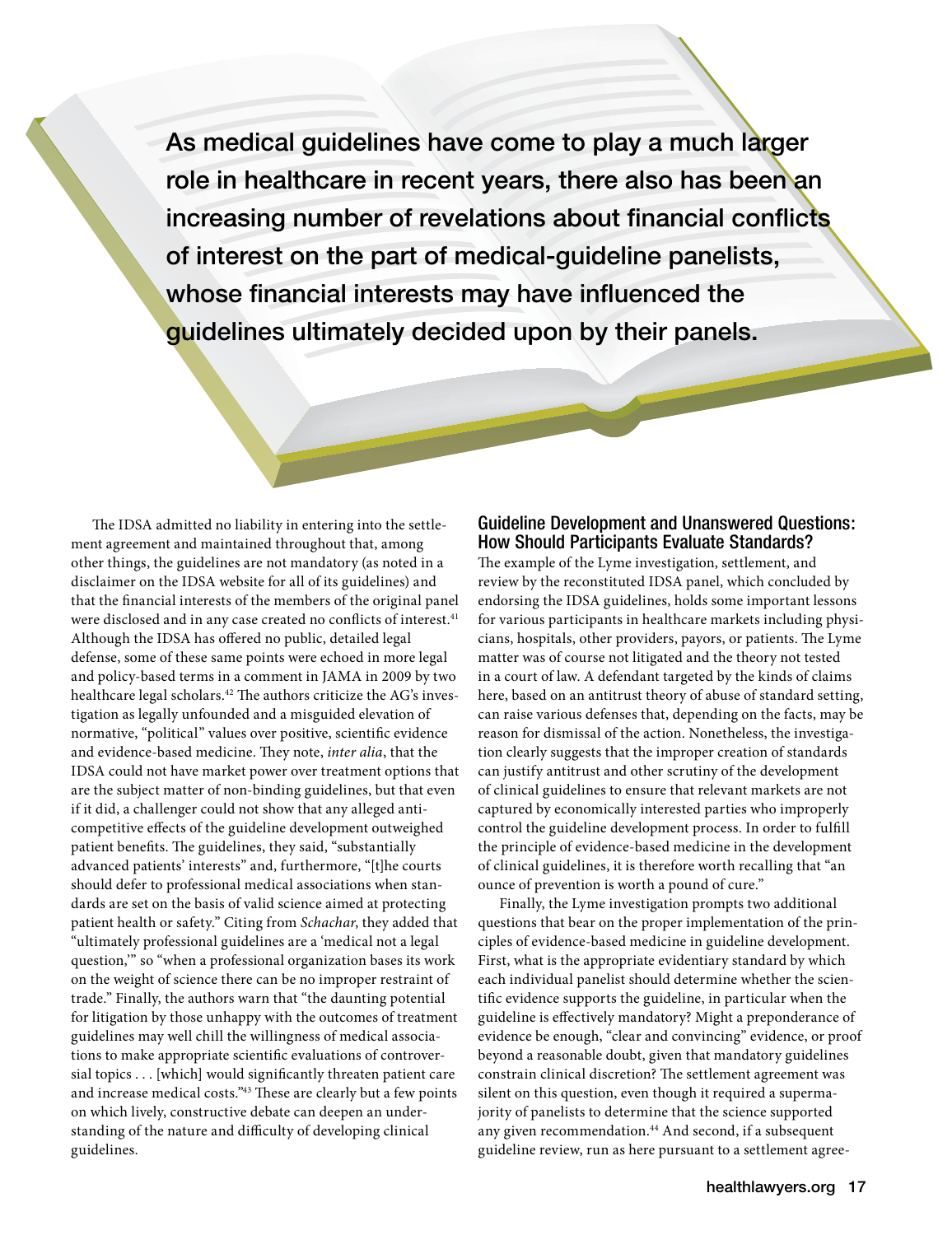**As medical guidelines have come to play a much larger role in healthcare in recent years, there also has been an increasing number of revelations about financial conflicts of interest on the part of medical-guideline panelists, whose financial interests may have influenced the guidelines ultimately decided upon by their panels.**

The IDSA admitted no liability in entering into the settlement agreement and maintained throughout that, among other things, the guidelines are not mandatory (as noted in a disclaimer on the IDSA website for all of its guidelines) and that the financial interests of the members of the original panel were disclosed and in any case created no conflicts of interest.[41] Although the IDSA has offered no public, detailed legal defense, some of these same points were echoed in more legal and policy-based terms in a comment in JAMA in 2009 by two healthcare legal scholars.[42] The authors criticize the AG's investigation as legally unfounded and a misguided elevation of normative, "political" values over positive, scientific evidence and evidence-based medicine. They note, *inter alia*, that the IDSA could not have market power over treatment options that are the subject matter of non-binding guidelines, but that even if it did, a challenger could not show that any alleged anti-competitive effects of the guideline development outweighed patient benefits. The guidelines, they said, "substantially advanced patients' interests" and, furthermore, "[t]he courts should defer to professional medical associations when standards are set on the basis of valid science aimed at protecting patient health or safety." Citing from *Schachar*, they added that "ultimately professional guidelines are a 'medical not a legal question,'" so "when a professional organization bases its work on the weight of science there can be no improper restraint of trade." Finally, the authors warn that "the daunting potential for litigation by those unhappy with the outcomes of treatment guidelines may well chill the willingness of medical associations to make appropriate scientific evaluations of controversial topics . . . [which] would significantly threaten patient care and increase medical costs."[43] These are clearly but a few points on which lively, constructive debate can deepen an understanding of the nature and difficulty of developing clinical guidelines.

## Guideline Development and Unanswered Questions: How Should Participants Evaluate Standards?

The example of the Lyme investigation, settlement, and review by the reconstituted IDSA panel, which concluded by endorsing the IDSA guidelines, holds some important lessons for various participants in healthcare markets including physicians, hospitals, other providers, payors, or patients. The Lyme matter was of course not litigated and the theory not tested in a court of law. A defendant targeted by the kinds of claims here, based on an antitrust theory of abuse of standard setting, can raise various defenses that, depending on the facts, may be reason for dismissal of the action. Nonetheless, the investigation clearly suggests that the improper creation of standards can justify antitrust and other scrutiny of the development of clinical guidelines to ensure that relevant markets are not captured by economically interested parties who improperly control the guideline development process. In order to fulfill the principle of evidence-based medicine in the development of clinical guidelines, it is therefore worth recalling that "an ounce of prevention is worth a pound of cure."

Finally, the Lyme investigation prompts two additional questions that bear on the proper implementation of the principles of evidence-based medicine in guideline development. First, what is the appropriate evidentiary standard by which each individual panelist should determine whether the scientific evidence supports the guideline, in particular when the guideline is effectively mandatory? Might a preponderance of evidence be enough, "clear and convincing" evidence, or proof beyond a reasonable doubt, given that mandatory guidelines constrain clinical discretion? The settlement agreement was silent on this question, even though it required a supermajority of panelists to determine that the science supported any given recommendation.[44] And second, if a subsequent guideline review, run as here pursuant to a settlement agree-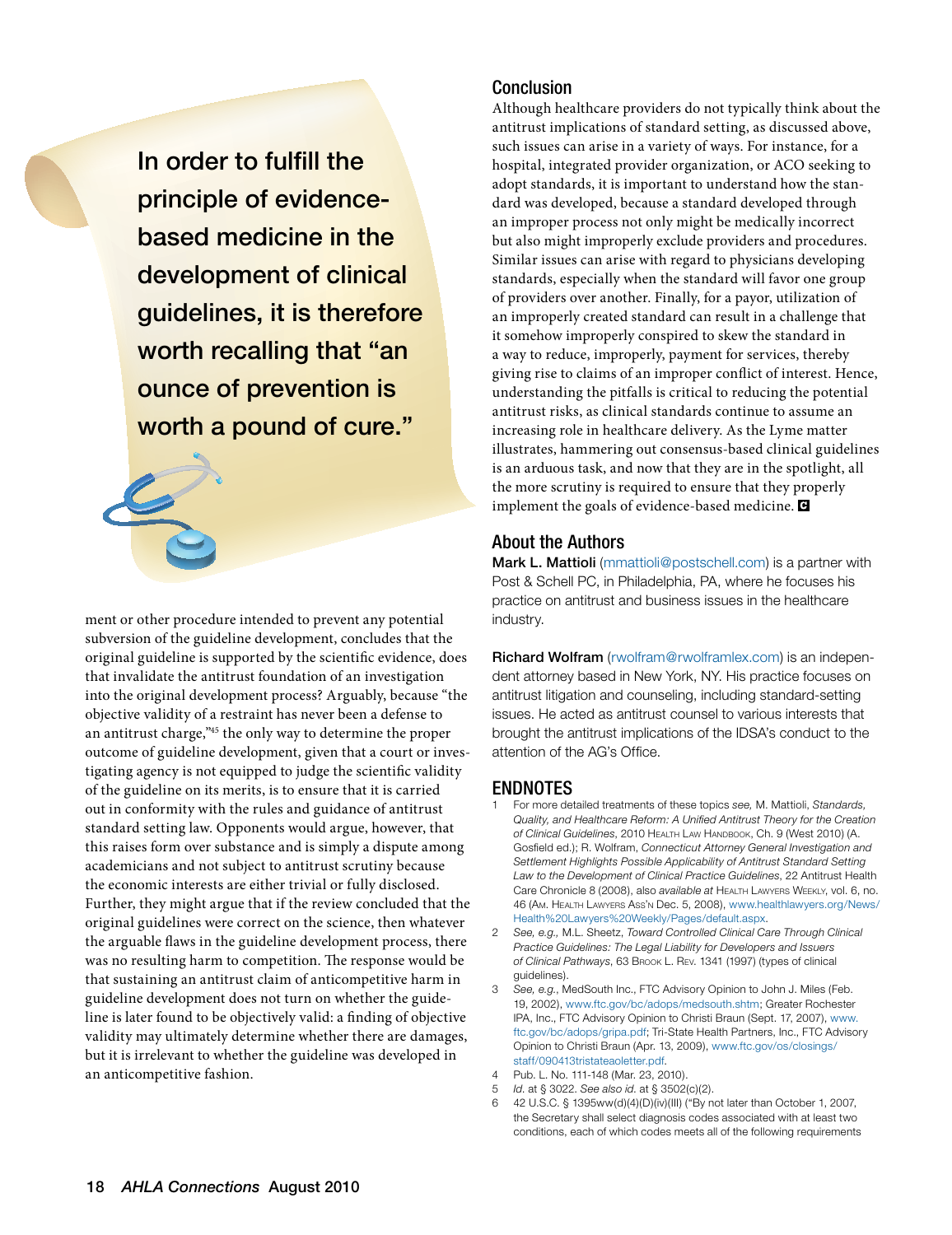> In order to fulfill the principle of evidence-based medicine in the development of clinical guidelines, it is therefore worth recalling that "an ounce of prevention is worth a pound of cure."

ment or other procedure intended to prevent any potential subversion of the guideline development, concludes that the original guideline is supported by the scientific evidence, does that invalidate the antitrust foundation of an investigation into the original development process? Arguably, because "the objective validity of a restraint has never been a defense to an antitrust charge,"[45] the only way to determine the proper outcome of guideline development, given that a court or investigating agency is not equipped to judge the scientific validity of the guideline on its merits, is to ensure that it is carried out in conformity with the rules and guidance of antitrust standard setting law. Opponents would argue, however, that this raises form over substance and is simply a dispute among academicians and not subject to antitrust scrutiny because the economic interests are either trivial or fully disclosed. Further, they might argue that if the review concluded that the original guidelines were correct on the science, then whatever the arguable flaws in the guideline development process, there was no resulting harm to competition. The response would be that sustaining an antitrust claim of anticompetitive harm in guideline development does not turn on whether the guideline is later found to be objectively valid: a finding of objective validity may ultimately determine whether there are damages, but it is irrelevant to whether the guideline was developed in an anticompetitive fashion.

## Conclusion

Although healthcare providers do not typically think about the antitrust implications of standard setting, as discussed above, such issues can arise in a variety of ways. For instance, for a hospital, integrated provider organization, or ACO seeking to adopt standards, it is important to understand how the standard was developed, because a standard developed through an improper process not only might be medically incorrect but also might improperly exclude providers and procedures. Similar issues can arise with regard to physicians developing standards, especially when the standard will favor one group of providers over another. Finally, for a payor, utilization of an improperly created standard can result in a challenge that it somehow improperly conspired to skew the standard in a way to reduce, improperly, payment for services, thereby giving rise to claims of an improper conflict of interest. Hence, understanding the pitfalls is critical to reducing the potential antitrust risks, as clinical standards continue to assume an increasing role in healthcare delivery. As the Lyme matter illustrates, hammering out consensus-based clinical guidelines is an arduous task, and now that they are in the spotlight, all the more scrutiny is required to ensure that they properly implement the goals of evidence-based medicine.

## About the Authors

**Mark L. Mattioli** (mmattioli@postschell.com) is a partner with Post & Schell PC, in Philadelphia, PA, where he focuses his practice on antitrust and business issues in the healthcare industry.

**Richard Wolfram** (rwolfram@rwolframlex.com) is an independent attorney based in New York, NY. His practice focuses on antitrust litigation and counseling, including standard-setting issues. He acted as antitrust counsel to various interests that brought the antitrust implications of the IDSA's conduct to the attention of the AG's Office.

## ENDNOTES

1. For more detailed treatments of these topics *see,* M. Mattioli, *Standards, Quality, and Healthcare Reform: A Unified Antitrust Theory for the Creation of Clinical Guidelines*, 2010 Health Law Handbook, Ch. 9 (West 2010) (A. Gosfield ed.); R. Wolfram, *Connecticut Attorney General Investigation and Settlement Highlights Possible Applicability of Antitrust Standard Setting Law to the Development of Clinical Practice Guidelines*, 22 Antitrust Health Care Chronicle 8 (2008), also *available at* Health Lawyers Weekly, vol. 6, no. 46 (Am. Health Lawyers Ass'n Dec. 5, 2008), www.healthlawyers.org/News/Health%20Lawyers%20Weekly/Pages/default.aspx.
2. *See, e.g.,* M.L. Sheetz, *Toward Controlled Clinical Care Through Clinical Practice Guidelines: The Legal Liability for Developers and Issuers of Clinical Pathways*, 63 Brook L. Rev. 1341 (1997) (types of clinical guidelines).
3. *See, e.g.*, MedSouth Inc., FTC Advisory Opinion to John J. Miles (Feb. 19, 2002), www.ftc.gov/bc/adops/medsouth.shtm; Greater Rochester IPA, Inc., FTC Advisory Opinion to Christi Braun (Sept. 17, 2007), www.ftc.gov/bc/adops/gripa.pdf; Tri-State Health Partners, Inc., FTC Advisory Opinion to Christi Braun (Apr. 13, 2009), www.ftc.gov/os/closings/staff/090413tristateaoletter.pdf.
4. Pub. L. No. 111-148 (Mar. 23, 2010).
5. *Id.* at § 3022. *See also id.* at § 3502(c)(2).
6. 42 U.S.C. § 1395ww(d)(4)(D)(iv)(III) ("By not later than October 1, 2007, the Secretary shall select diagnosis codes associated with at least two conditions, each of which codes meets all of the following requirements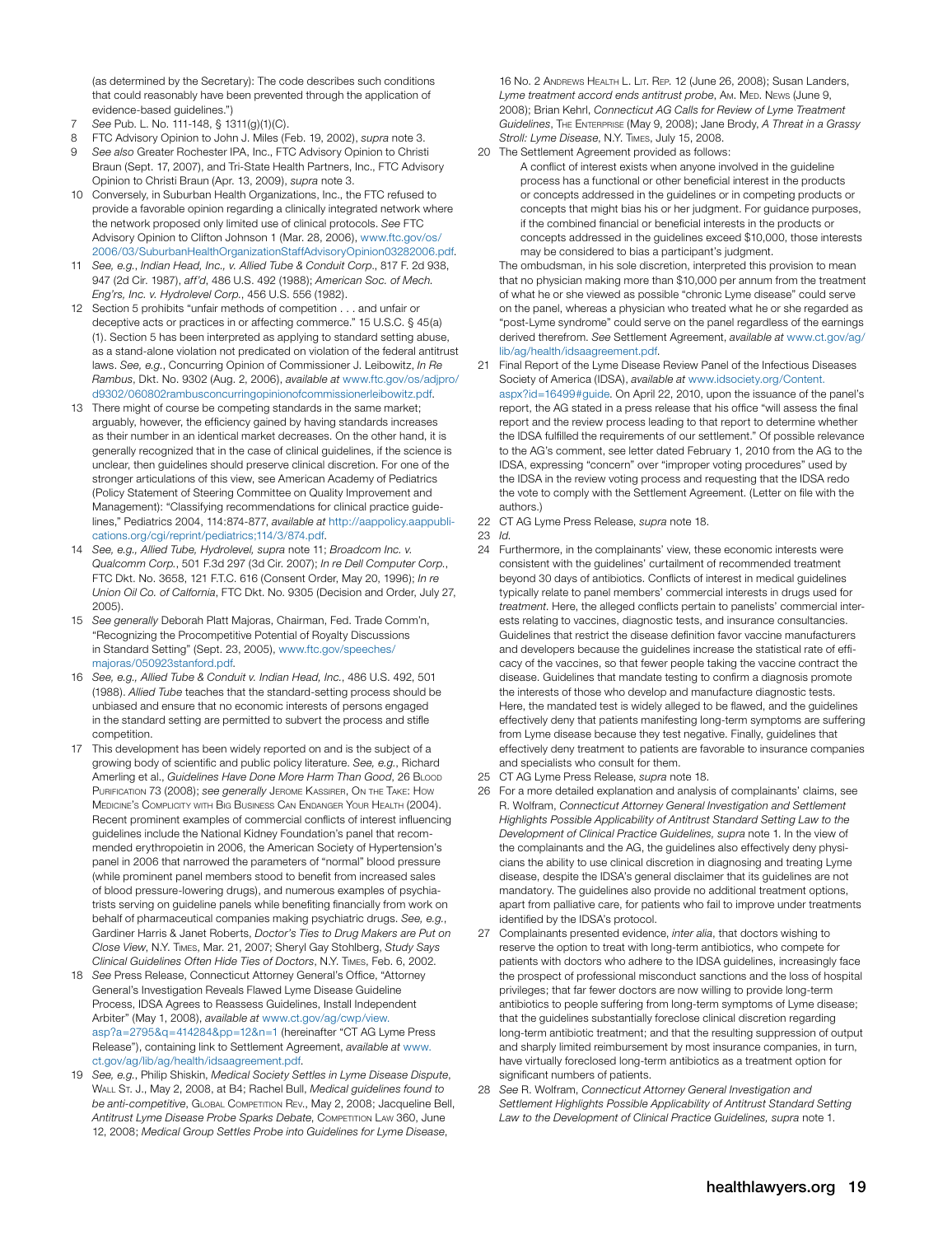(as determined by the Secretary): The code describes such conditions that could reasonably have been prevented through the application of evidence-based guidelines.")

7 *See* Pub. L. No. 111-148, § 1311(g)(1)(C).

8 FTC Advisory Opinion to John J. Miles (Feb. 19, 2002), *supra* note 3.

9 *See also* Greater Rochester IPA, Inc., FTC Advisory Opinion to Christi Braun (Sept. 17, 2007), and Tri-State Health Partners, Inc., FTC Advisory Opinion to Christi Braun (Apr. 13, 2009), *supra* note 3.

10 Conversely, in Suburban Health Organizations, Inc., the FTC refused to provide a favorable opinion regarding a clinically integrated network where the network proposed only limited use of clinical protocols. *See* FTC Advisory Opinion to Clifton Johnson 1 (Mar. 28, 2006), www.ftc.gov/os/2006/03/SuburbanHealthOrganizationStaffAdvisoryOpinion03282006.pdf.

11 *See, e.g.*, *Indian Head, Inc., v. Allied Tube & Conduit Corp.*, 817 F. 2d 938, 947 (2d Cir. 1987), *aff'd*, 486 U.S. 492 (1988); *American Soc. of Mech. Eng'rs, Inc. v. Hydrolevel Corp.*, 456 U.S. 556 (1982).

12 Section 5 prohibits "unfair methods of competition . . . and unfair or deceptive acts or practices in or affecting commerce." 15 U.S.C. § 45(a)(1). Section 5 has been interpreted as applying to standard setting abuse, as a stand-alone violation not predicated on violation of the federal antitrust laws. *See, e.g.*, Concurring Opinion of Commissioner J. Leibowitz, *In Re Rambus*, Dkt. No. 9302 (Aug. 2, 2006), *available at* www.ftc.gov/os/adjpro/d9302/060802rambusconcurringopinionofcommissionerleibowitz.pdf.

13 There might of course be competing standards in the same market; arguably, however, the efficiency gained by having standards increases as their number in an identical market decreases. On the other hand, it is generally recognized that in the case of clinical guidelines, if the science is unclear, then guidelines should preserve clinical discretion. For one of the stronger articulations of this view, see American Academy of Pediatrics (Policy Statement of Steering Committee on Quality Improvement and Management): "Classifying recommendations for clinical practice guidelines," Pediatrics 2004, 114:874-877, *available at* http://aappolicy.aappublications.org/cgi/reprint/pediatrics;114/3/874.pdf.

14 *See, e.g.*, *Allied Tube, Hydrolevel, supra* note 11; *Broadcom Inc. v. Qualcomm Corp.*, 501 F.3d 297 (3d Cir. 2007); *In re Dell Computer Corp.*, FTC Dkt. No. 3658, 121 F.T.C. 616 (Consent Order, May 20, 1996); *In re Union Oil Co. of Calfornia*, FTC Dkt. No. 9305 (Decision and Order, July 27, 2005).

15 *See generally* Deborah Platt Majoras, Chairman, Fed. Trade Comm'n, "Recognizing the Procompetitive Potential of Royalty Discussions in Standard Setting" (Sept. 23, 2005), www.ftc.gov/speeches/majoras/050923stanford.pdf.

16 *See, e.g.*, *Allied Tube & Conduit Corp. v. Indian Head, Inc.*, 486 U.S. 492, 501 (1988). *Allied Tube* teaches that the standard-setting process should be unbiased and ensure that no economic interests of persons engaged in the standard setting are permitted to subvert the process and stifle competition.

17 This development has been widely reported on and is the subject of a growing body of scientific and public policy literature. *See, e.g.*, Richard Amerling et al., *Guidelines Have Done More Harm Than Good*, 26 Blood Purification 73 (2008); *see generally* Jerome Kassirer, On the Take: How Medicine's Complicity with Big Business Can Endanger Your Health (2004). Recent prominent examples of commercial conflicts of interest influencing guidelines include the National Kidney Foundation's panel that recommended erythropoietin in 2006, the American Society of Hypertension's panel in 2006 that narrowed the parameters of "normal" blood pressure (while prominent panel members stood to benefit from increased sales of blood pressure-lowering drugs), and numerous examples of psychiatrists serving on guideline panels while benefiting financially from work on behalf of pharmaceutical companies making psychiatric drugs. *See, e.g.*, Gardiner Harris & Janet Roberts, *Doctor's Ties to Drug Makers are Put on Close View*, N.Y. Times, Mar. 21, 2007; Sheryl Gay Stohlberg, *Study Says Clinical Guidelines Often Hide Ties of Doctors*, N.Y. Times, Feb. 6, 2002.

18 *See* Press Release, Connecticut Attorney General's Office, "Attorney General's Investigation Reveals Flawed Lyme Disease Guideline Process, IDSA Agrees to Reassess Guidelines, Install Independent Arbiter" (May 1, 2008), *available at* www.ct.gov/ag/cwp/view.asp?a=2795&q=414284&pp=12&n=1 (hereinafter "CT AG Lyme Press Release"), containing link to Settlement Agreement, *available at* www.ct.gov/ag/lib/ag/health/idsaagreement.pdf.

19 *See, e.g.*, Philip Shiskin, *Medical Society Settles in Lyme Disease Dispute*, Wall St. J., May 2, 2008, at B4; Rachel Bull, *Medical guidelines found to be anti-competitive*, Global Competition Rev., May 2, 2008; Jacqueline Bell, *Antitrust Lyme Disease Probe Sparks Debate*, Competition Law 360, June 12, 2008; *Medical Group Settles Probe into Guidelines for Lyme Disease*, 16 No. 2 Andrews Health L. Lit. Rep. 12 (June 26, 2008); Susan Landers, *Lyme treatment accord ends antitrust probe*, Am. Med. News (June 9, 2008); Brian Kehrl, *Connecticut AG Calls for Review of Lyme Treatment Guidelines*, The Enterprise (May 9, 2008); Jane Brody, *A Threat in a Grassy Stroll: Lyme Disease*, N.Y. Times, July 15, 2008.

20 The Settlement Agreement provided as follows:

> A conflict of interest exists when anyone involved in the guideline process has a functional or other beneficial interest in the products or concepts addressed in the guidelines or in competing products or concepts that might bias his or her judgment. For guidance purposes, if the combined financial or beneficial interests in the products or concepts addressed in the guidelines exceed $10,000, those interests may be considered to bias a participant's judgment.

The ombudsman, in his sole discretion, interpreted this provision to mean that no physician making more than $10,000 per annum from the treatment of what he or she viewed as possible "chronic Lyme disease" could serve on the panel, whereas a physician who treated what he or she regarded as "post-Lyme syndrome" could serve on the panel regardless of the earnings derived therefrom. *See* Settlement Agreement, *available at* www.ct.gov/ag/lib/ag/health/idsaagreement.pdf.

21 Final Report of the Lyme Disease Review Panel of the Infectious Diseases Society of America (IDSA), *available at* www.idsociety.org/Content.aspx?id=16499#guide. On April 22, 2010, upon the issuance of the panel's report, the AG stated in a press release that his office "will assess the final report and the review process leading to that report to determine whether the IDSA fulfilled the requirements of our settlement." Of possible relevance to the AG's comment, see letter dated February 1, 2010 from the AG to the IDSA, expressing "concern" over "improper voting procedures" used by the IDSA in the review voting process and requesting that the IDSA redo the vote to comply with the Settlement Agreement. (Letter on file with the authors.)

22 CT AG Lyme Press Release, *supra* note 18.

23 *Id.*

24 Furthermore, in the complainants' view, these economic interests were consistent with the guidelines' curtailment of recommended treatment beyond 30 days of antibiotics. Conflicts of interest in medical guidelines typically relate to panel members' commercial interests in drugs used for *treatment*. Here, the alleged conflicts pertain to panelists' commercial interests relating to vaccines, diagnostic tests, and insurance consultancies. Guidelines that restrict the disease definition favor vaccine manufacturers and developers because the guidelines increase the statistical rate of efficacy of the vaccines, so that fewer people taking the vaccine contract the disease. Guidelines that mandate testing to confirm a diagnosis promote the interests of those who develop and manufacture diagnostic tests. Here, the mandated test is widely alleged to be flawed, and the guidelines effectively deny that patients manifesting long-term symptoms are suffering from Lyme disease because they test negative. Finally, guidelines that effectively deny treatment to patients are favorable to insurance companies and specialists who consult for them.

25 CT AG Lyme Press Release, *supra* note 18.

26 For a more detailed explanation and analysis of complainants' claims, see R. Wolfram, *Connecticut Attorney General Investigation and Settlement Highlights Possible Applicability of Antitrust Standard Setting Law to the Development of Clinical Practice Guidelines, supra* note 1. In the view of the complainants and the AG, the guidelines also effectively deny physicians the ability to use clinical discretion in diagnosing and treating Lyme disease, despite the IDSA's general disclaimer that its guidelines are not mandatory. The guidelines also provide no additional treatment options, apart from palliative care, for patients who fail to improve under treatments identified by the IDSA's protocol.

27 Complainants presented evidence, *inter alia*, that doctors wishing to reserve the option to treat with long-term antibiotics, who compete for patients with doctors who adhere to the IDSA guidelines, increasingly face the prospect of professional misconduct sanctions and the loss of hospital privileges; that far fewer doctors are now willing to provide long-term antibiotics to people suffering from long-term symptoms of Lyme disease; that the guidelines substantially foreclose clinical discretion regarding long-term antibiotic treatment; and that the resulting suppression of output and sharply limited reimbursement by most insurance companies, in turn, have virtually foreclosed long-term antibiotics as a treatment option for significant numbers of patients.

28 *See* R. Wolfram, *Connecticut Attorney General Investigation and Settlement Highlights Possible Applicability of Antitrust Standard Setting Law to the Development of Clinical Practice Guidelines, supra* note 1.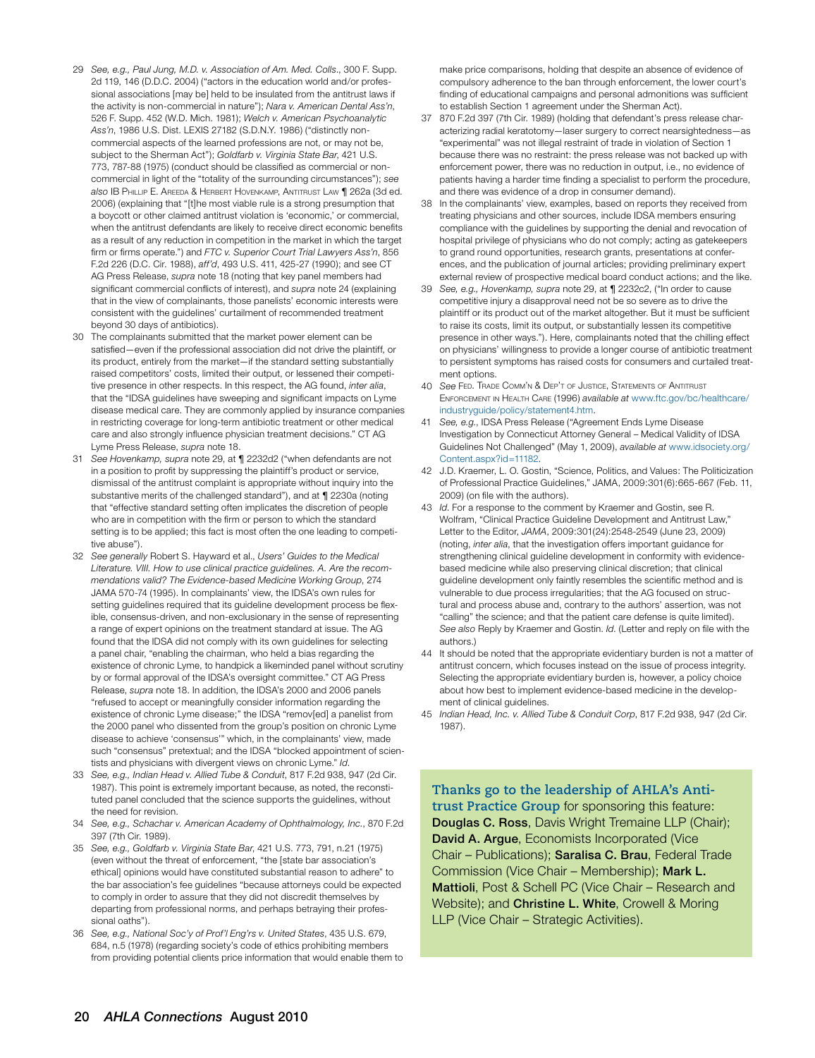29 *See, e.g., Paul Jung, M.D. v. Association of Am. Med. Colls*., 300 F. Supp. 2d 119, 146 (D.D.C. 2004) ("actors in the education world and/or professional associations [may be] held to be insulated from the antitrust laws if the activity is non-commercial in nature"); *Nara v. American Dental Ass'n*, 526 F. Supp. 452 (W.D. Mich. 1981); *Welch v. American Psychoanalytic Ass'n*, 1986 U.S. Dist. LEXIS 27182 (S.D.N.Y. 1986) ("distinctly non-commercial aspects of the learned professions are not, or may not be, subject to the Sherman Act"); *Goldfarb v. Virginia State Bar*, 421 U.S. 773, 787-88 (1975) (conduct should be classified as commercial or non-commercial in light of the "totality of the surrounding circumstances"); *see also* IB Phillip E. Areeda & Herbert Hovenkamp, Antitrust Law ¶ 262a (3d ed. 2006) (explaining that "[t]he most viable rule is a strong presumption that a boycott or other claimed antitrust violation is 'economic,' or commercial, when the antitrust defendants are likely to receive direct economic benefits as a result of any reduction in competition in the market in which the target firm or firms operate.") and *FTC v. Superior Court Trial Lawyers Ass'n*, 856 F.2d 226 (D.C. Cir. 1988), *aff'd*, 493 U.S. 411, 425-27 (1990); and see CT AG Press Release, *supra* note 18 (noting that key panel members had significant commercial conflicts of interest), and *supra* note 24 (explaining that in the view of complainants, those panelists' economic interests were consistent with the guidelines' curtailment of recommended treatment beyond 30 days of antibiotics).

30 The complainants submitted that the market power element can be satisfied—even if the professional association did not drive the plaintiff, or its product, entirely from the market—if the standard setting substantially raised competitors' costs, limited their output, or lessened their competitive presence in other respects. In this respect, the AG found, *inter alia*, that the "IDSA guidelines have sweeping and significant impacts on Lyme disease medical care. They are commonly applied by insurance companies in restricting coverage for long-term antibiotic treatment or other medical care and also strongly influence physician treatment decisions." CT AG Lyme Press Release, *supra* note 18.

31 *See Hovenkamp, supra* note 29, at ¶ 2232d2 ("when defendants are not in a position to profit by suppressing the plaintiff's product or service, dismissal of the antitrust complaint is appropriate without inquiry into the substantive merits of the challenged standard"), and at ¶ 2230a (noting that "effective standard setting often implicates the discretion of people who are in competition with the firm or person to which the standard setting is to be applied; this fact is most often the one leading to competitive abuse").

32 *See generally* Robert S. Hayward et al., *Users' Guides to the Medical Literature. VIII. How to use clinical practice guidelines. A. Are the recommendations valid? The Evidence-based Medicine Working Group*, 274 JAMA 570-74 (1995). In complainants' view, the IDSA's own rules for setting guidelines required that its guideline development process be flexible, consensus-driven, and non-exclusionary in the sense of representing a range of expert opinions on the treatment standard at issue. The AG found that the IDSA did not comply with its own guidelines for selecting a panel chair, "enabling the chairman, who held a bias regarding the existence of chronic Lyme, to handpick a likeminded panel without scrutiny by or formal approval of the IDSA's oversight committee." CT AG Press Release, *supra* note 18. In addition, the IDSA's 2000 and 2006 panels "refused to accept or meaningfully consider information regarding the existence of chronic Lyme disease;" the IDSA "remov[ed] a panelist from the 2000 panel who dissented from the group's position on chronic Lyme disease to achieve 'consensus'" which, in the complainants' view, made such "consensus" pretextual; and the IDSA "blocked appointment of scientists and physicians with divergent views on chronic Lyme." *Id*.

33 *See, e.g., Indian Head v. Allied Tube & Conduit*, 817 F.2d 938, 947 (2d Cir. 1987). This point is extremely important because, as noted, the reconstituted panel concluded that the science supports the guidelines, without the need for revision.

34 *See, e.g., Schachar v. American Academy of Ophthalmology, Inc.*, 870 F.2d 397 (7th Cir. 1989).

35 *See, e.g., Goldfarb v. Virginia State Bar*, 421 U.S. 773, 791, n.21 (1975) (even without the threat of enforcement, "the [state bar association's ethical] opinions would have constituted substantial reason to adhere" to the bar association's fee guidelines "because attorneys could be expected to comply in order to assure that they did not discredit themselves by departing from professional norms, and perhaps betraying their professional oaths").

36 *See, e.g., National Soc'y of Prof'l Eng'rs v. United States*, 435 U.S. 679, 684, n.5 (1978) (regarding society's code of ethics prohibiting members from providing potential clients price information that would enable them to make price comparisons, holding that despite an absence of evidence of compulsory adherence to the ban through enforcement, the lower court's finding of educational campaigns and personal admonitions was sufficient to establish Section 1 agreement under the Sherman Act).

37 870 F.2d 397 (7th Cir. 1989) (holding that defendant's press release characterizing radial keratotomy—laser surgery to correct nearsightedness—as "experimental" was not illegal restraint of trade in violation of Section 1 because there was no restraint: the press release was not backed up with enforcement power, there was no reduction in output, i.e., no evidence of patients having a harder time finding a specialist to perform the procedure, and there was evidence of a drop in consumer demand).

38 In the complainants' view, examples, based on reports they received from treating physicians and other sources, include IDSA members ensuring compliance with the guidelines by supporting the denial and revocation of hospital privilege of physicians who do not comply; acting as gatekeepers to grand round opportunities, research grants, presentations at conferences, and the publication of journal articles; providing preliminary expert external review of prospective medical board conduct actions; and the like.

39 *See, e.g., Hovenkamp, supra* note 29, at ¶ 2232c2, ("In order to cause competitive injury a disapproval need not be so severe as to drive the plaintiff or its product out of the market altogether. But it must be sufficient to raise its costs, limit its output, or substantially lessen its competitive presence in other ways."). Here, complainants noted that the chilling effect on physicians' willingness to provide a longer course of antibiotic treatment to persistent symptoms has raised costs for consumers and curtailed treatment options.

40 *See* Fed. Trade Comm'n & Dep't of Justice, Statements of Antitrust Enforcement in Health Care (1996) *available at* www.ftc.gov/bc/healthcare/industryguide/policy/statement4.htm.

41 *See, e.g.*, IDSA Press Release ("Agreement Ends Lyme Disease Investigation by Connecticut Attorney General – Medical Validity of IDSA Guidelines Not Challenged" (May 1, 2009), *available at* www.idsociety.org/Content.aspx?id=11182.

42 J.D. Kraemer, L. O. Gostin, "Science, Politics, and Values: The Politicization of Professional Practice Guidelines," JAMA, 2009:301(6):665-667 (Feb. 11, 2009) (on file with the authors).

43 *Id.* For a response to the comment by Kraemer and Gostin, see R. Wolfram, "Clinical Practice Guideline Development and Antitrust Law," Letter to the Editor, *JAMA*, 2009:301(24):2548-2549 (June 23, 2009) (noting, *inter alia*, that the investigation offers important guidance for strengthening clinical guideline development in conformity with evidence-based medicine while also preserving clinical discretion; that clinical guideline development only faintly resembles the scientific method and is vulnerable to due process irregularities; that the AG focused on structural and process abuse and, contrary to the authors' assertion, was not "calling" the science; and that the patient care defense is quite limited). *See also* Reply by Kraemer and Gostin. *Id*. (Letter and reply on file with the authors.)

44 It should be noted that the appropriate evidentiary burden is not a matter of antitrust concern, which focuses instead on the issue of process integrity. Selecting the appropriate evidentiary burden is, however, a policy choice about how best to implement evidence-based medicine in the development of clinical guidelines.

45 *Indian Head, Inc. v. Allied Tube & Conduit Corp*, 817 F.2d 938, 947 (2d Cir. 1987).

**Thanks go to the leadership of AHLA's Antitrust Practice Group** for sponsoring this feature: **Douglas C. Ross**, Davis Wright Tremaine LLP (Chair); **David A. Argue**, Economists Incorporated (Vice Chair – Publications); **Saralisa C. Brau**, Federal Trade Commission (Vice Chair – Membership); **Mark L. Mattioli**, Post & Schell PC (Vice Chair – Research and Website); and **Christine L. White**, Crowell & Moring LLP (Vice Chair – Strategic Activities).